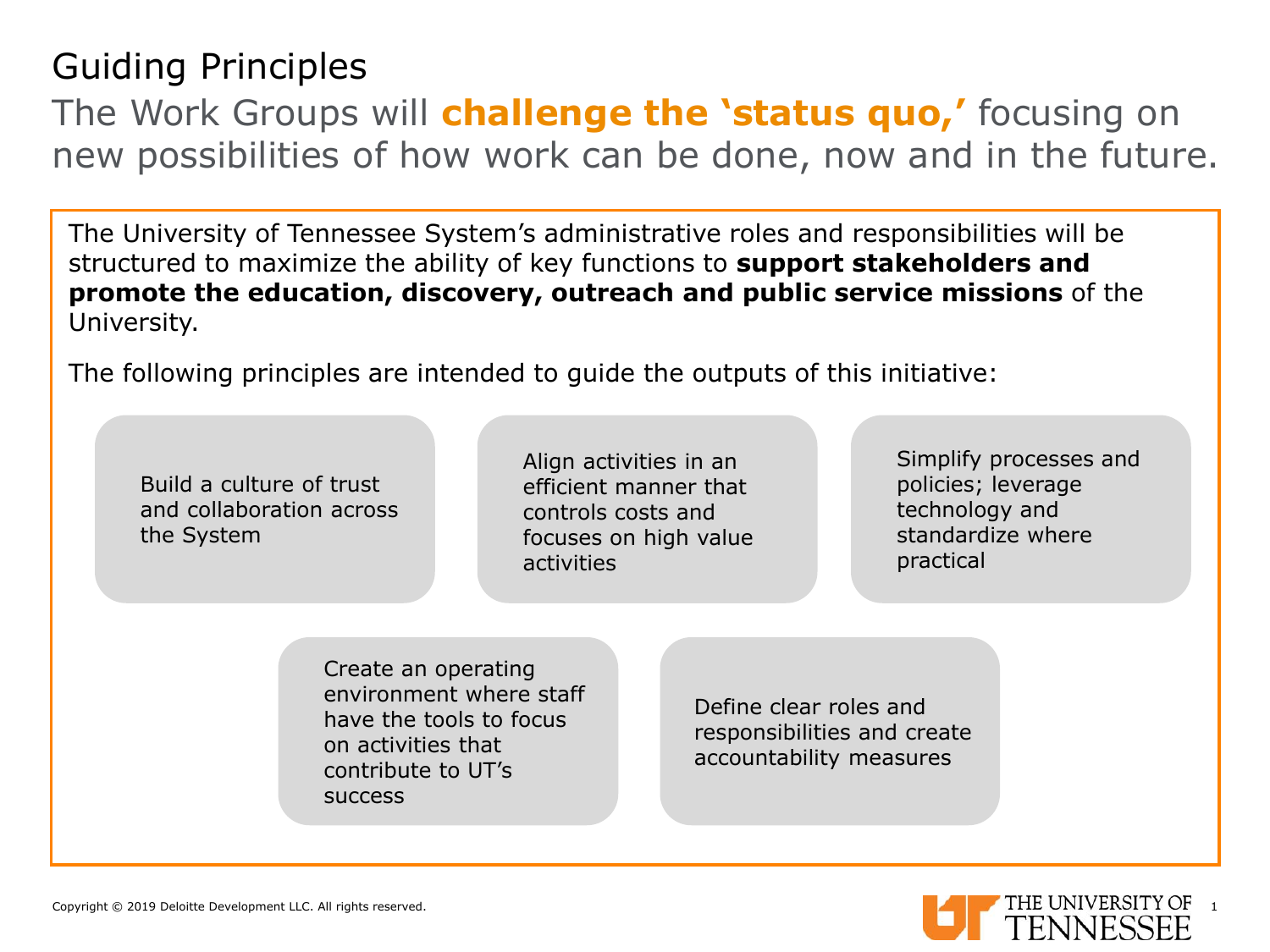# Guiding Principles

## The Work Groups will **challenge the 'status quo,'** focusing on new possibilities of how work can be done, now and in the future.

The University of Tennessee System's administrative roles and responsibilities will be structured to maximize the ability of key functions to **support stakeholders and promote the education, discovery, outreach and public service missions** of the University.

The following principles are intended to guide the outputs of this initiative:

- Build a culture of trust and collaboration across the System
- Align activities in an efficient manner that controls costs and focuses on high value activities
- Simplify processes and policies; leverage technology and standardize where practical
- Create an operating environment where staff have the tools to focus on activities that contribute to UT's success
- Define clear roles and responsibilities and create accountability measures

Copyright © 2019 Deloitte Development LLC. All rights reserved.

THE UNIVERSITY OF TENNESSEE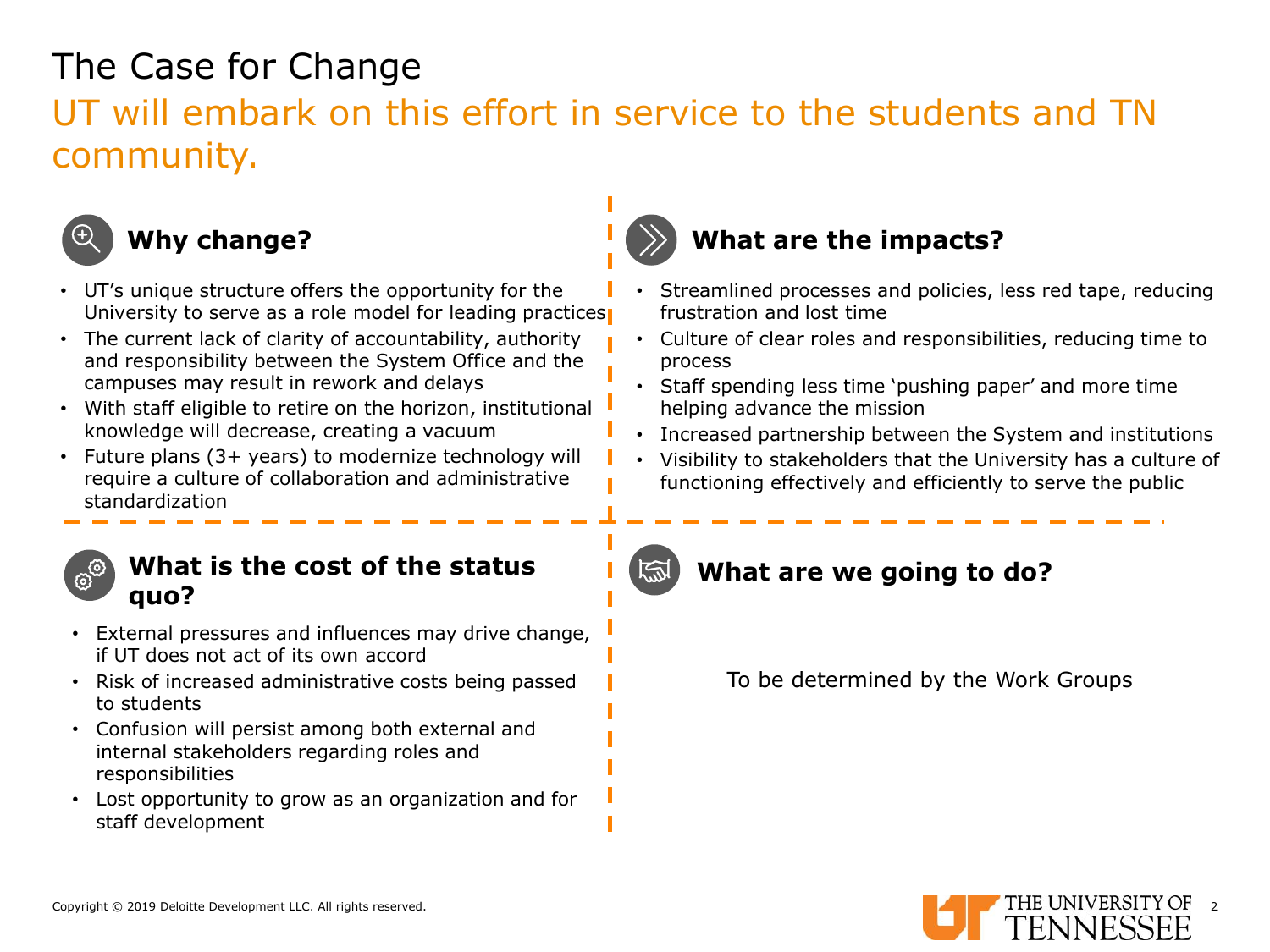# The Case for Change

## UT will embark on this effort in service to the students and TN community.

### Why change?

- UT's unique structure offers the opportunity for the University to serve as a role model for leading practices
- The current lack of clarity of accountability, authority and responsibility between the System Office and the campuses may result in rework and delays
- With staff eligible to retire on the horizon, institutional knowledge will decrease, creating a vacuum
- Future plans (3+ years) to modernize technology will require a culture of collaboration and administrative standardization

### What are the impacts?

- Streamlined processes and policies, less red tape, reducing frustration and lost time
- Culture of clear roles and responsibilities, reducing time to process
- Staff spending less time 'pushing paper' and more time helping advance the mission
- Increased partnership between the System and institutions
- Visibility to stakeholders that the University has a culture of functioning effectively and efficiently to serve the public

### What is the cost of the status quo?

- External pressures and influences may drive change, if UT does not act of its own accord
- Risk of increased administrative costs being passed to students
- Confusion will persist among both external and internal stakeholders regarding roles and responsibilities
- Lost opportunity to grow as an organization and for staff development

### What are we going to do?

To be determined by the Work Groups

Copyright © 2019 Deloitte Development LLC. All rights reserved.